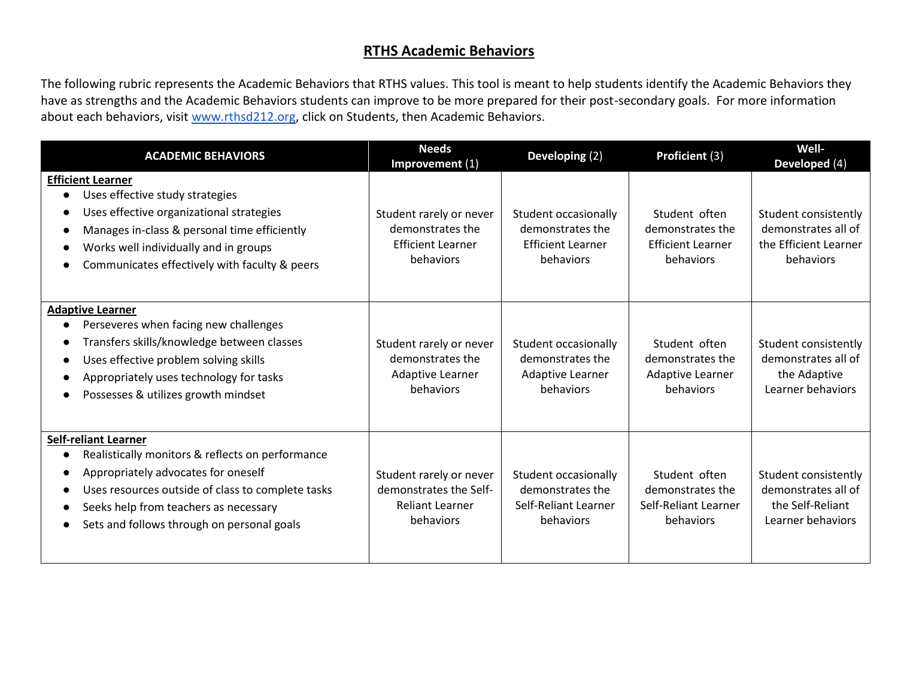# RTHS Academic Behaviors

The following rubric represents the Academic Behaviors that RTHS values. This tool is meant to help students identify the Academic Behaviors they have as strengths and the Academic Behaviors students can improve to be more prepared for their post-secondary goals. For more information about each behaviors, visit www.rthsd212.org, click on Students, then Academic Behaviors.

| ACADEMIC BEHAVIORS | Needs Improvement (1) | Developing (2) | Proficient (3) | Well-Developed (4) |
|---|---|---|---|---|
| **Efficient Learner**<br>• Uses effective study strategies<br>• Uses effective organizational strategies<br>• Manages in-class & personal time efficiently<br>• Works well individually and in groups<br>• Communicates effectively with faculty & peers | Student rarely or never demonstrates the Efficient Learner behaviors | Student occasionally demonstrates the Efficient Learner behaviors | Student often demonstrates the Efficient Learner behaviors | Student consistently demonstrates all of the Efficient Learner behaviors |
| **Adaptive Learner**<br>• Perseveres when facing new challenges<br>• Transfers skills/knowledge between classes<br>• Uses effective problem solving skills<br>• Appropriately uses technology for tasks<br>• Possesses & utilizes growth mindset | Student rarely or never demonstrates the Adaptive Learner behaviors | Student occasionally demonstrates the Adaptive Learner behaviors | Student often demonstrates the Adaptive Learner behaviors | Student consistently demonstrates all of the Adaptive Learner behaviors |
| **Self-reliant Learner**<br>• Realistically monitors & reflects on performance<br>• Appropriately advocates for oneself<br>• Uses resources outside of class to complete tasks<br>• Seeks help from teachers as necessary<br>• Sets and follows through on personal goals | Student rarely or never demonstrates the Self-Reliant Learner behaviors | Student occasionally demonstrates the Self-Reliant Learner behaviors | Student often demonstrates the Self-Reliant Learner behaviors | Student consistently demonstrates all of the Self-Reliant Learner behaviors |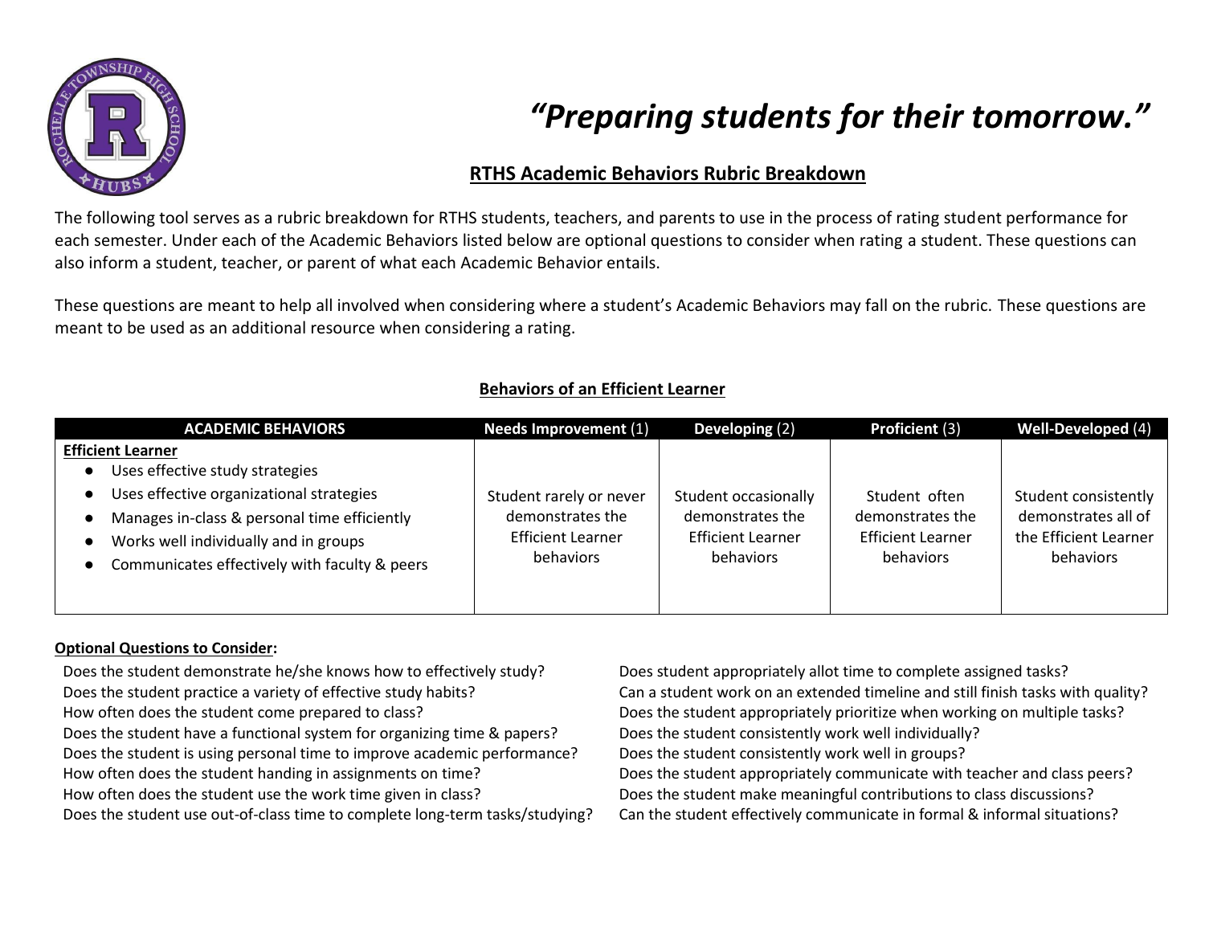# *"Preparing students for their tomorrow."*

## RTHS Academic Behaviors Rubric Breakdown

The following tool serves as a rubric breakdown for RTHS students, teachers, and parents to use in the process of rating student performance for each semester. Under each of the Academic Behaviors listed below are optional questions to consider when rating a student. These questions can also inform a student, teacher, or parent of what each Academic Behavior entails.

These questions are meant to help all involved when considering where a student's Academic Behaviors may fall on the rubric. These questions are meant to be used as an additional resource when considering a rating.

### Behaviors of an Efficient Learner

| ACADEMIC BEHAVIORS | Needs Improvement (1) | Developing (2) | Proficient (3) | Well-Developed (4) |
|---|---|---|---|---|
| **Efficient Learner**<br>• Uses effective study strategies<br>• Uses effective organizational strategies<br>• Manages in-class & personal time efficiently<br>• Works well individually and in groups<br>• Communicates effectively with faculty & peers | Student rarely or never demonstrates the Efficient Learner behaviors | Student occasionally demonstrates the Efficient Learner behaviors | Student often demonstrates the Efficient Learner behaviors | Student consistently demonstrates all of the Efficient Learner behaviors |

**Optional Questions to Consider:**

Does the student demonstrate he/she knows how to effectively study?
Does the student practice a variety of effective study habits?
How often does the student come prepared to class?
Does the student have a functional system for organizing time & papers?
Does the student is using personal time to improve academic performance?
How often does the student handing in assignments on time?
How often does the student use the work time given in class?
Does the student use out-of-class time to complete long-term tasks/studying?
Does student appropriately allot time to complete assigned tasks?
Can a student work on an extended timeline and still finish tasks with quality?
Does the student appropriately prioritize when working on multiple tasks?
Does the student consistently work well individually?
Does the student consistently work well in groups?
Does the student appropriately communicate with teacher and class peers?
Does the student make meaningful contributions to class discussions?
Can the student effectively communicate in formal & informal situations?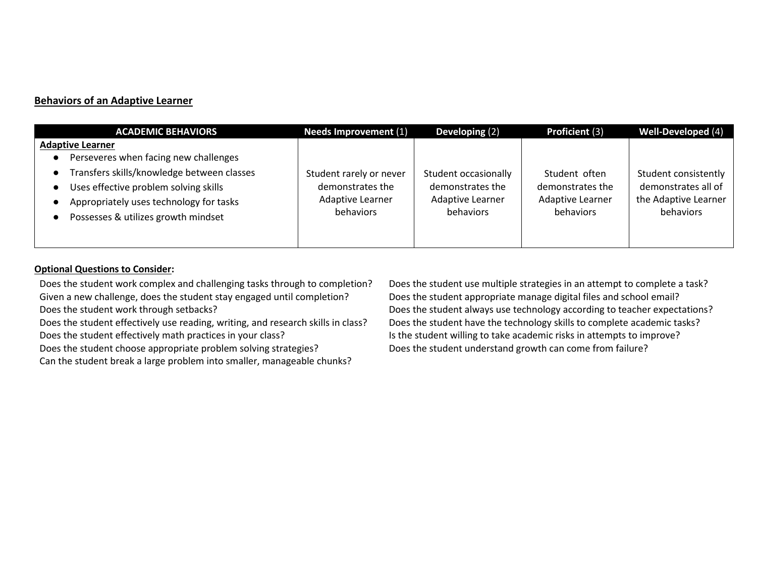**Behaviors of an Adaptive Learner**

| **ACADEMIC BEHAVIORS** | **Needs Improvement** (1) | **Developing** (2) | **Proficient** (3) | **Well-Developed** (4) |
|---|---|---|---|---|
| **Adaptive Learner**<br>● Perseveres when facing new challenges<br>● Transfers skills/knowledge between classes<br>● Uses effective problem solving skills<br>● Appropriately uses technology for tasks<br>● Possesses & utilizes growth mindset | Student rarely or never demonstrates the Adaptive Learner behaviors | Student occasionally demonstrates the Adaptive Learner behaviors | Student often demonstrates the Adaptive Learner behaviors | Student consistently demonstrates all of the Adaptive Learner behaviors |

**Optional Questions to Consider:**

Does the student work complex and challenging tasks through to completion?
Given a new challenge, does the student stay engaged until completion?
Does the student work through setbacks?
Does the student effectively use reading, writing, and research skills in class?
Does the student effectively math practices in your class?
Does the student choose appropriate problem solving strategies?
Can the student break a large problem into smaller, manageable chunks?
Does the student use multiple strategies in an attempt to complete a task?
Does the student appropriate manage digital files and school email?
Does the student always use technology according to teacher expectations?
Does the student have the technology skills to complete academic tasks?
Is the student willing to take academic risks in attempts to improve?
Does the student understand growth can come from failure?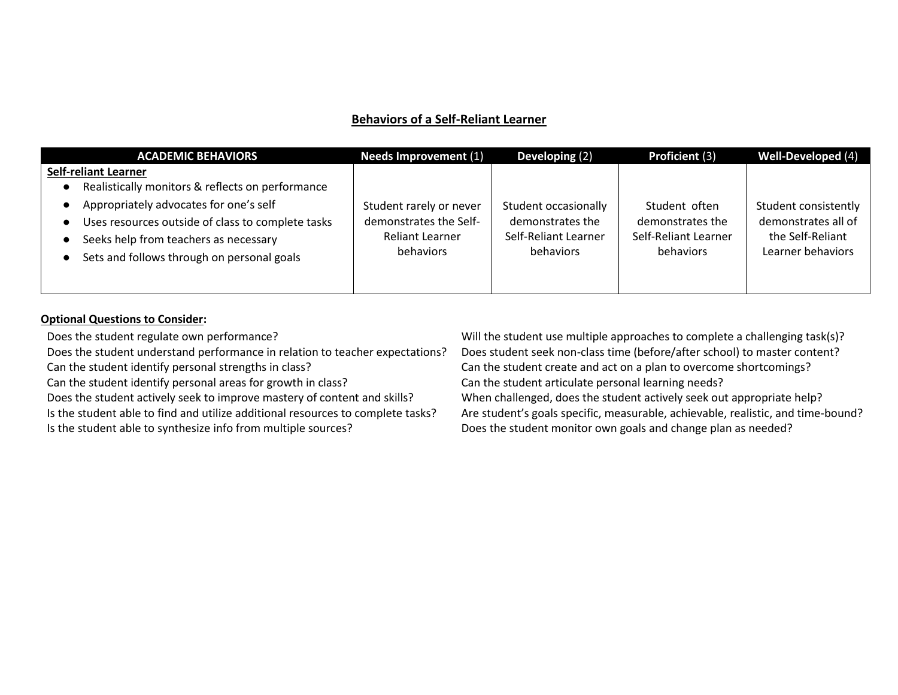## Behaviors of a Self-Reliant Learner

| ACADEMIC BEHAVIORS | **Needs Improvement** (1) | **Developing** (2) | **Proficient** (3) | **Well-Developed** (4) |
|---|---|---|---|---|
| **Self-reliant Learner**<br>● Realistically monitors & reflects on performance<br>● Appropriately advocates for one's self<br>● Uses resources outside of class to complete tasks<br>● Seeks help from teachers as necessary<br>● Sets and follows through on personal goals | Student rarely or never demonstrates the Self-Reliant Learner behaviors | Student occasionally demonstrates the Self-Reliant Learner behaviors | Student often demonstrates the Self-Reliant Learner behaviors | Student consistently demonstrates all of the Self-Reliant Learner behaviors |

**Optional Questions to Consider:**

Does the student regulate own performance?
Does the student understand performance in relation to teacher expectations?
Can the student identify personal strengths in class?
Can the student identify personal areas for growth in class?
Does the student actively seek to improve mastery of content and skills?
Is the student able to find and utilize additional resources to complete tasks?
Is the student able to synthesize info from multiple sources?
Will the student use multiple approaches to complete a challenging task(s)?
Does student seek non-class time (before/after school) to master content?
Can the student create and act on a plan to overcome shortcomings?
Can the student articulate personal learning needs?
When challenged, does the student actively seek out appropriate help?
Are student's goals specific, measurable, achievable, realistic, and time-bound?
Does the student monitor own goals and change plan as needed?